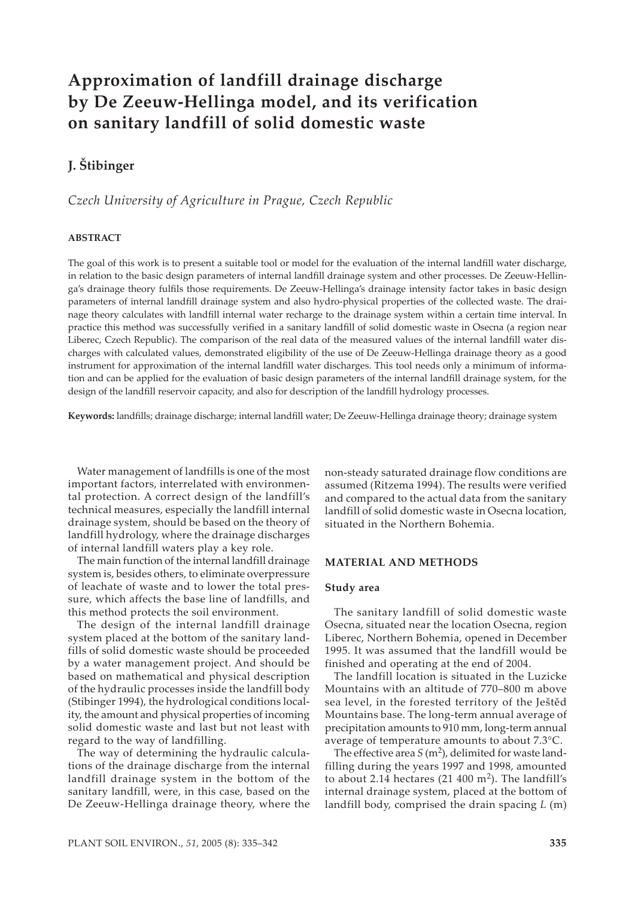# Approximation of landfill drainage discharge by De Zeeuw-Hellinga model, and its verification on sanitary landfill of solid domestic waste

## J. Štibinger

*Czech University of Agriculture in Prague, Czech Republic*

### ABSTRACT

The goal of this work is to present a suitable tool or model for the evaluation of the internal landfill water discharge, in relation to the basic design parameters of internal landfill drainage system and other processes. De Zeeuw-Hellinga's drainage theory fulfils those requirements. De Zeeuw-Hellinga's drainage intensity factor takes in basic design parameters of internal landfill drainage system and also hydro-physical properties of the collected waste. The drainage theory calculates with landfill internal water recharge to the drainage system within a certain time interval. In practice this method was successfully verified in a sanitary landfill of solid domestic waste in Osecna (a region near Liberec, Czech Republic). The comparison of the real data of the measured values of the internal landfill water discharges with calculated values, demonstrated eligibility of the use of De Zeeuw-Hellinga drainage theory as a good instrument for approximation of the internal landfill water discharges. This tool needs only a minimum of information and can be applied for the evaluation of basic design parameters of the internal landfill drainage system, for the design of the landfill reservoir capacity, and also for description of the landfill hydrology processes.

**Keywords:** landfills; drainage discharge; internal landfill water; De Zeeuw-Hellinga drainage theory; drainage system

Water management of landfills is one of the most important factors, interrelated with environmental protection. A correct design of the landfill's technical measures, especially the landfill internal drainage system, should be based on the theory of landfill hydrology, where the drainage discharges of internal landfill waters play a key role.

The main function of the internal landfill drainage system is, besides others, to eliminate overpressure of leachate of waste and to lower the total pressure, which affects the base line of landfills, and this method protects the soil environment.

The design of the internal landfill drainage system placed at the bottom of the sanitary landfills of solid domestic waste should be proceeded by a water management project. And should be based on mathematical and physical description of the hydraulic processes inside the landfill body (Stibinger 1994), the hydrological conditions locality, the amount and physical properties of incoming solid domestic waste and last but not least with regard to the way of landfilling.

The way of determining the hydraulic calculations of the drainage discharge from the internal landfill drainage system in the bottom of the sanitary landfill, were, in this case, based on the De Zeeuw-Hellinga drainage theory, where the non-steady saturated drainage flow conditions are assumed (Ritzema 1994). The results were verified and compared to the actual data from the sanitary landfill of solid domestic waste in Osecna location, situated in the Northern Bohemia.

## MATERIAL AND METHODS

### Study area

The sanitary landfill of solid domestic waste Osecna, situated near the location Osecna, region Liberec, Northern Bohemia, opened in December 1995. It was assumed that the landfill would be finished and operating at the end of 2004.

The landfill location is situated in the Luzicke Mountains with an altitude of 770–800 m above sea level, in the forested territory of the Ještěd Mountains base. The long-term annual average of precipitation amounts to 910 mm, long-term annual average of temperature amounts to about 7.3°C.

The effective area $S$ ($m^2$), delimited for waste landfilling during the years 1997 and 1998, amounted to about 2.14 hectares (21 400 $m^2$). The landfill's internal drainage system, placed at the bottom of landfill body, comprised the drain spacing $L$ (m)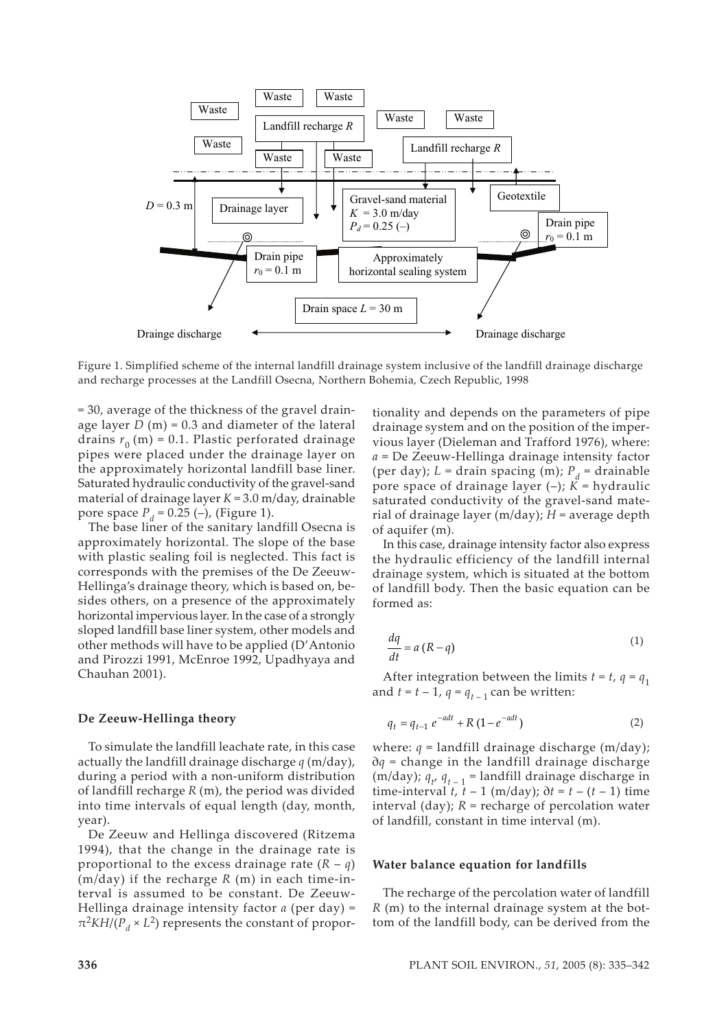Figure 1. Simplified scheme of the internal landfill drainage system inclusive of the landfill drainage discharge and recharge processes at the Landfill Osecna, Northern Bohemia, Czech Republic, 1998

= 30, average of the thickness of the gravel drainage layer $D$ (m) = 0.3 and diameter of the lateral drains $r_0$ (m) = 0.1. Plastic perforated drainage pipes were placed under the drainage layer on the approximately horizontal landfill base liner. Saturated hydraulic conductivity of the gravel-sand material of drainage layer $K$ = 3.0 m/day, drainable pore space $P_d$ = 0.25 (–), (Figure 1).

The base liner of the sanitary landfill Osecna is approximately horizontal. The slope of the base with plastic sealing foil is neglected. This fact is corresponds with the premises of the De Zeeuw-Hellinga's drainage theory, which is based on, besides others, on a presence of the approximately horizontal impervious layer. In the case of a strongly sloped landfill base liner system, other models and other methods will have to be applied (D'Antonio and Pirozzi 1991, McEnroe 1992, Upadhyaya and Chauhan 2001).

### De Zeeuw-Hellinga theory

To simulate the landfill leachate rate, in this case actually the landfill drainage discharge $q$ (m/day), during a period with a non-uniform distribution of landfill recharge $R$ (m), the period was divided into time intervals of equal length (day, month, year).

De Zeeuw and Hellinga discovered (Ritzema 1994), that the change in the drainage rate is proportional to the excess drainage rate $(R - q)$ (m/day) if the recharge $R$ (m) in each time-interval is assumed to be constant. De Zeeuw-Hellinga drainage intensity factor $a$ (per day) = $\pi^2 KH/(P_d \times L^2)$ represents the constant of proportionality and depends on the parameters of pipe drainage system and on the position of the impervious layer (Dieleman and Trafford 1976), where: $a$ = De Zeeuw-Hellinga drainage intensity factor (per day); $L$ = drain spacing (m); $P_d$ = drainable pore space of drainage layer (–); $K$ = hydraulic saturated conductivity of the gravel-sand material of drainage layer (m/day); $H$ = average depth of aquifer (m).

In this case, drainage intensity factor also express the hydraulic efficiency of the landfill internal drainage system, which is situated at the bottom of landfill body. Then the basic equation can be formed as:

$$\frac{dq}{dt} = a\,(R - q) \tag{1}$$

After integration between the limits $t = t$, $q = q_1$ and $t = t - 1$, $q = q_{t-1}$ can be written:

$$q_t = q_{t-1}\, e^{-adt} + R\,(1 - e^{-adt}) \tag{2}$$

where: $q$ = landfill drainage discharge (m/day); $\partial q$ = change in the landfill drainage discharge (m/day); $q_t$, $q_{t-1}$ = landfill drainage discharge in time-interval $t$, $t - 1$ (m/day); $\partial t = t - (t - 1)$ time interval (day); $R$ = recharge of percolation water of landfill, constant in time interval (m).

### Water balance equation for landfills

The recharge of the percolation water of landfill $R$ (m) to the internal drainage system at the bottom of the landfill body, can be derived from the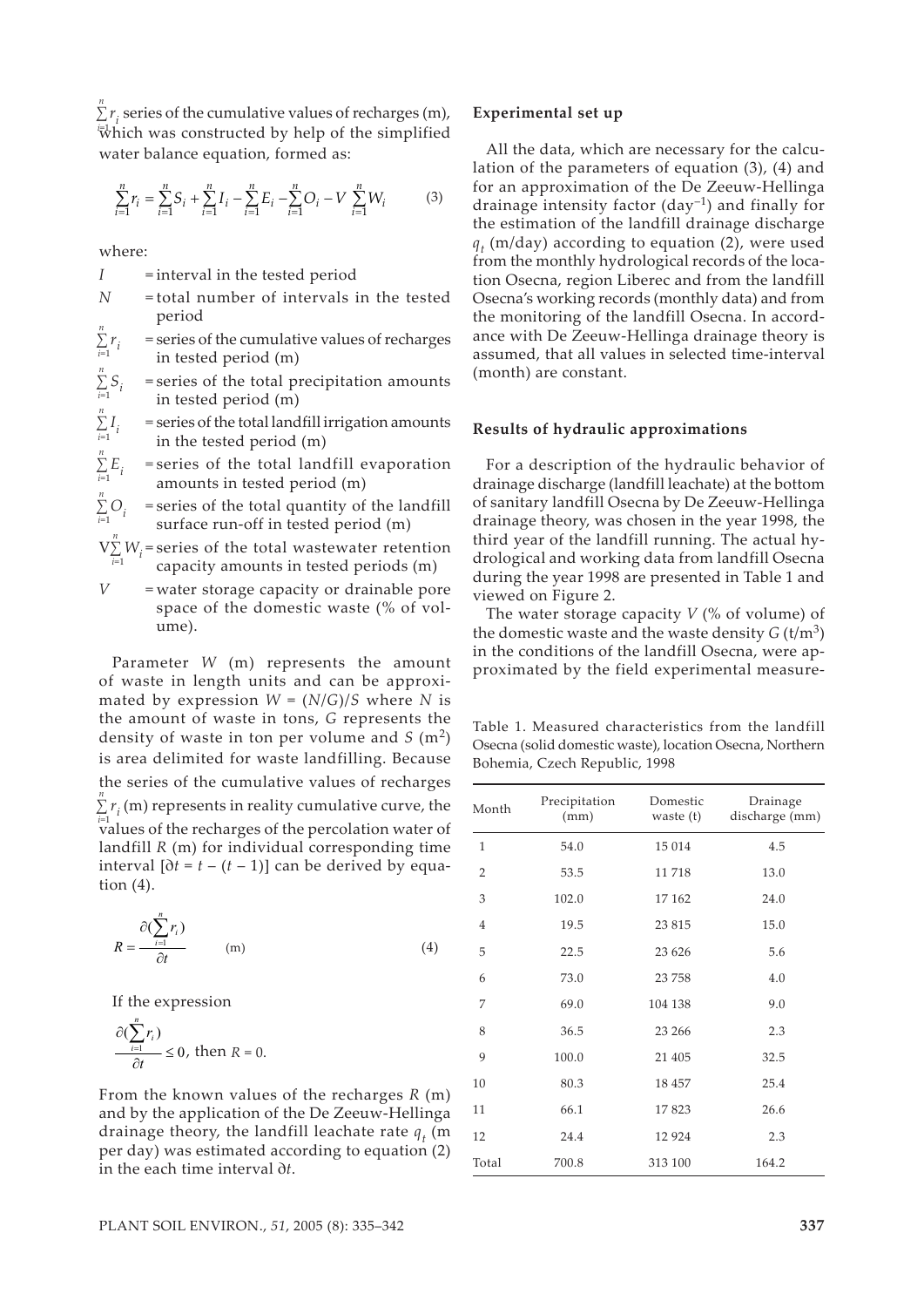$\sum_{i=1}^{n} r_i$ series of the cumulative values of recharges (m), which was constructed by help of the simplified water balance equation, formed as:

$$\sum_{i=1}^{n} r_i = \sum_{i=1}^{n} S_i + \sum_{i=1}^{n} I_i - \sum_{i=1}^{n} E_i - \sum_{i=1}^{n} O_i - V \sum_{i=1}^{n} W_i \tag{3}$$

where:

- $I$ = interval in the tested period
- $N$ = total number of intervals in the tested period
- $\sum_{i=1}^{n} r_i$ = series of the cumulative values of recharges in tested period (m)
- $\sum_{i=1}^{n} S_i$ = series of the total precipitation amounts in tested period (m)
- $\sum_{i=1}^{n} I_i$ = series of the total landfill irrigation amounts in the tested period (m)
- $\sum_{i=1}^{n} E_i$ = series of the total landfill evaporation amounts in tested period (m)
- $\sum_{i=1}^{n} O_i$ = series of the total quantity of the landfill surface run-off in tested period (m)
- $V\sum_{i=1}^{n} W_i$ = series of the total wastewater retention capacity amounts in tested periods (m)
- $V$ = water storage capacity or drainable pore space of the domestic waste (% of volume).

Parameter $W$ (m) represents the amount of waste in length units and can be approximated by expression $W = (N/G)/S$ where $N$ is the amount of waste in tons, $G$ represents the density of waste in ton per volume and $S$ (m$^2$) is area delimited for waste landfilling. Because the series of the cumulative values of recharges $\sum_{i=1}^{n} r_i$ (m) represents in reality cumulative curve, the values of the recharges of the percolation water of landfill $R$ (m) for individual corresponding time interval $[\partial t = t - (t - 1)]$ can be derived by equation (4).

$$R = \frac{\partial(\sum_{i=1}^{n} r_i)}{\partial t} \quad \text{(m)} \tag{4}$$

If the expression

$$\frac{\partial(\sum_{i=1}^{n} r_i)}{\partial t} \leq 0, \text{ then } R = 0.$$

From the known values of the recharges $R$ (m) and by the application of the De Zeeuw-Hellinga drainage theory, the landfill leachate rate $q_t$ (m per day) was estimated according to equation (2) in the each time interval $\partial t$.

### Experimental set up

All the data, which are necessary for the calculation of the parameters of equation (3), (4) and for an approximation of the De Zeeuw-Hellinga drainage intensity factor (day$^{-1}$) and finally for the estimation of the landfill drainage discharge $q_t$ (m/day) according to equation (2), were used from the monthly hydrological records of the location Osecna, region Liberec and from the landfill Osecna's working records (monthly data) and from the monitoring of the landfill Osecna. In accordance with De Zeeuw-Hellinga drainage theory is assumed, that all values in selected time-interval (month) are constant.

### Results of hydraulic approximations

For a description of the hydraulic behavior of drainage discharge (landfill leachate) at the bottom of sanitary landfill Osecna by De Zeeuw-Hellinga drainage theory, was chosen in the year 1998, the third year of the landfill running. The actual hydrological and working data from landfill Osecna during the year 1998 are presented in Table 1 and viewed on Figure 2.

The water storage capacity $V$ (% of volume) of the domestic waste and the waste density $G$ (t/m$^3$) in the conditions of the landfill Osecna, were approximated by the field experimental measure-

Table 1. Measured characteristics from the landfill Osecna (solid domestic waste), location Osecna, Northern Bohemia, Czech Republic, 1998

| Month | Precipitation (mm) | Domestic waste (t) | Drainage discharge (mm) |
|---|---|---|---|
| 1 | 54.0 | 15 014 | 4.5 |
| 2 | 53.5 | 11 718 | 13.0 |
| 3 | 102.0 | 17 162 | 24.0 |
| 4 | 19.5 | 23 815 | 15.0 |
| 5 | 22.5 | 23 626 | 5.6 |
| 6 | 73.0 | 23 758 | 4.0 |
| 7 | 69.0 | 104 138 | 9.0 |
| 8 | 36.5 | 23 266 | 2.3 |
| 9 | 100.0 | 21 405 | 32.5 |
| 10 | 80.3 | 18 457 | 25.4 |
| 11 | 66.1 | 17 823 | 26.6 |
| 12 | 24.4 | 12 924 | 2.3 |
| Total | 700.8 | 313 100 | 164.2 |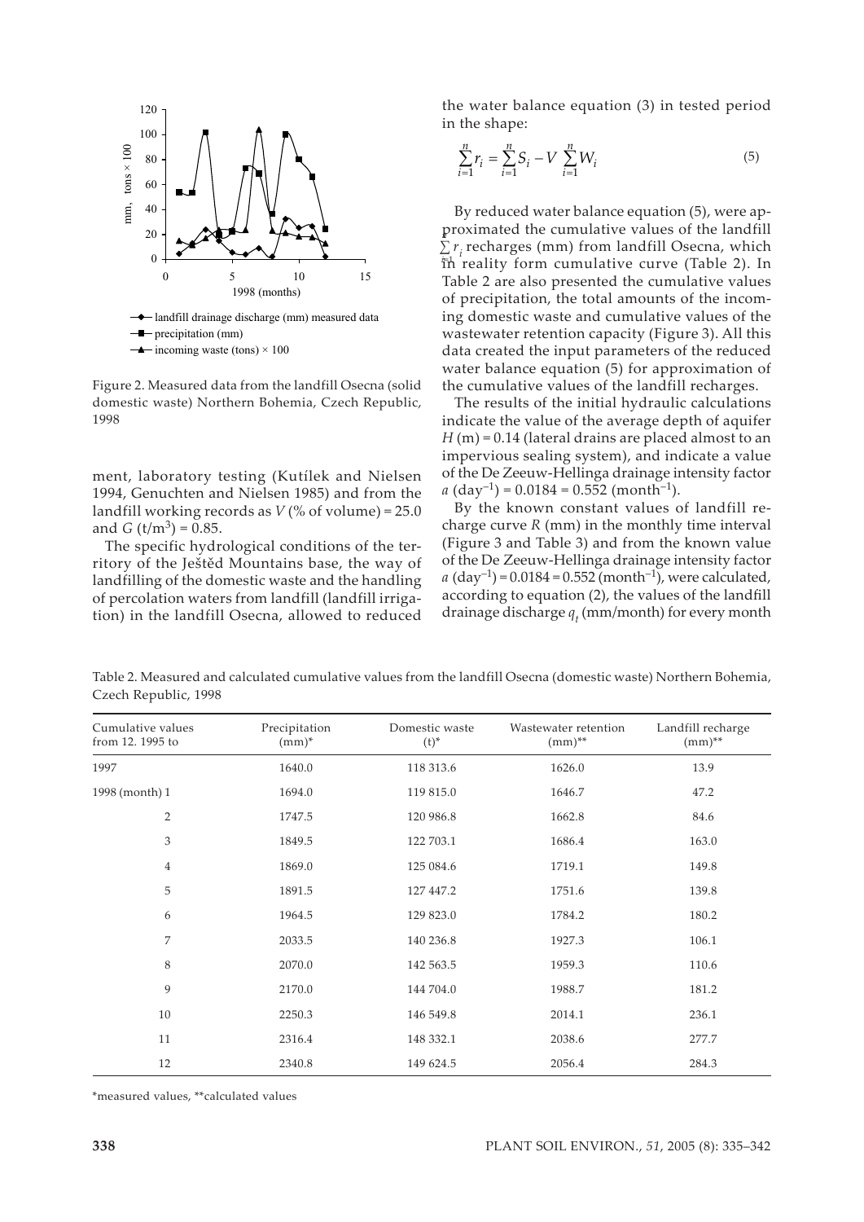Figure 2. Measured data from the landfill Osecna (solid domestic waste) Northern Bohemia, Czech Republic, 1998

ment, laboratory testing (Kutílek and Nielsen 1994, Genuchten and Nielsen 1985) and from the landfill working records as $V$ (% of volume) = 25.0 and $G$ (t/m$^3$) = 0.85.

The specific hydrological conditions of the territory of the Ještěd Mountains base, the way of landfilling of the domestic waste and the handling of percolation waters from landfill (landfill irrigation) in the landfill Osecna, allowed to reduced the water balance equation (3) in tested period in the shape:

$$\sum_{i=1}^{n} r_i = \sum_{i=1}^{n} S_i - V \sum_{i=1}^{n} W_i \tag{5}$$

By reduced water balance equation (5), were approximated the cumulative values of the landfill $\sum_{i=1}^{n} r_i$ recharges (mm) from landfill Osecna, which in reality form cumulative curve (Table 2). In Table 2 are also presented the cumulative values of precipitation, the total amounts of the incoming domestic waste and cumulative values of the wastewater retention capacity (Figure 3). All this data created the input parameters of the reduced water balance equation (5) for approximation of the cumulative values of the landfill recharges.

The results of the initial hydraulic calculations indicate the value of the average depth of aquifer $H$ (m) = 0.14 (lateral drains are placed almost to an impervious sealing system), and indicate a value of the De Zeeuw-Hellinga drainage intensity factor $a$ (day$^{-1}$) = 0.0184 = 0.552 (month$^{-1}$).

By the known constant values of landfill recharge curve $R$ (mm) in the monthly time interval (Figure 3 and Table 3) and from the known value of the De Zeeuw-Hellinga drainage intensity factor $a$ (day$^{-1}$) = 0.0184 = 0.552 (month$^{-1}$), were calculated, according to equation (2), the values of the landfill drainage discharge $q_t$ (mm/month) for every month

Table 2. Measured and calculated cumulative values from the landfill Osecna (domestic waste) Northern Bohemia, Czech Republic, 1998

| Cumulative values from 12. 1995 to | Precipitation (mm)* | Domestic waste (t)* | Wastewater retention (mm)** | Landfill recharge (mm)** |
|---|---|---|---|---|
| 1997 | 1640.0 | 118 313.6 | 1626.0 | 13.9 |
| 1998 (month) 1 | 1694.0 | 119 815.0 | 1646.7 | 47.2 |
| 2 | 1747.5 | 120 986.8 | 1662.8 | 84.6 |
| 3 | 1849.5 | 122 703.1 | 1686.4 | 163.0 |
| 4 | 1869.0 | 125 084.6 | 1719.1 | 149.8 |
| 5 | 1891.5 | 127 447.2 | 1751.6 | 139.8 |
| 6 | 1964.5 | 129 823.0 | 1784.2 | 180.2 |
| 7 | 2033.5 | 140 236.8 | 1927.3 | 106.1 |
| 8 | 2070.0 | 142 563.5 | 1959.3 | 110.6 |
| 9 | 2170.0 | 144 704.0 | 1988.7 | 181.2 |
| 10 | 2250.3 | 146 549.8 | 2014.1 | 236.1 |
| 11 | 2316.4 | 148 332.1 | 2038.6 | 277.7 |
| 12 | 2340.8 | 149 624.5 | 2056.4 | 284.3 |

*measured values, **calculated values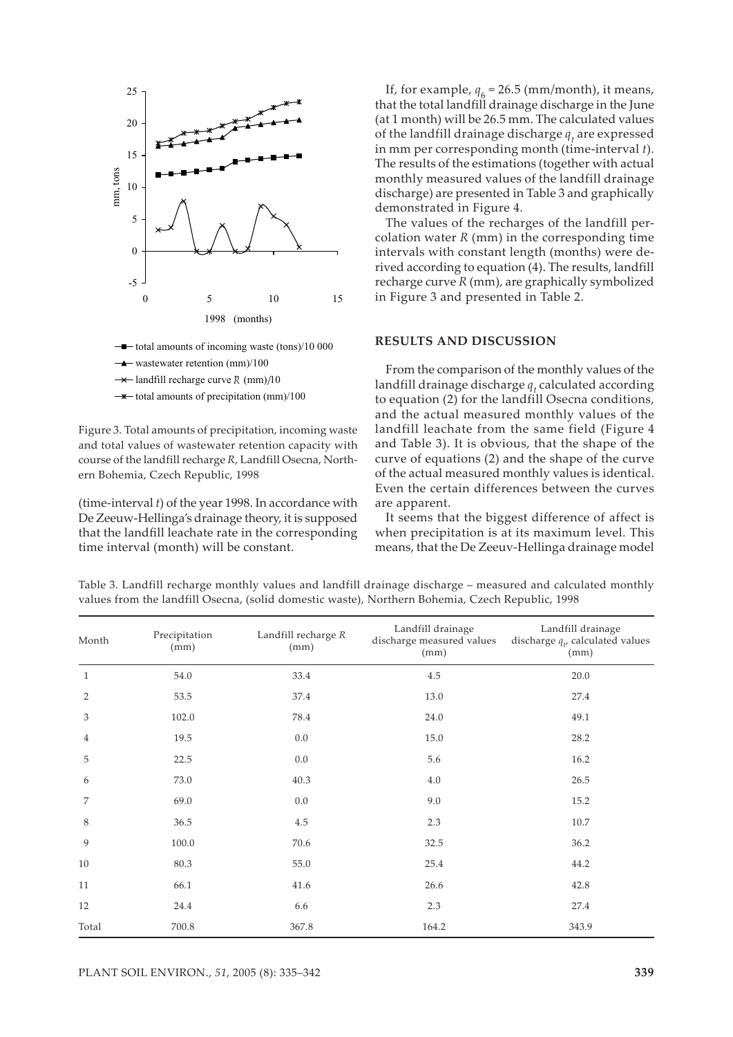Figure 3. Total amounts of precipitation, incoming waste and total values of wastewater retention capacity with course of the landfill recharge $R$, Landfill Osecna, Northern Bohemia, Czech Republic, 1998

(time-interval $t$) of the year 1998. In accordance with De Zeeuw-Hellinga's drainage theory, it is supposed that the landfill leachate rate in the corresponding time interval (month) will be constant.

If, for example, $q_6 = 26.5$ (mm/month), it means, that the total landfill drainage discharge in the June (at 1 month) will be 26.5 mm. The calculated values of the landfill drainage discharge $q_t$ are expressed in mm per corresponding month (time-interval $t$). The results of the estimations (together with actual monthly measured values of the landfill drainage discharge) are presented in Table 3 and graphically demonstrated in Figure 4.

The values of the recharges of the landfill percolation water $R$ (mm) in the corresponding time intervals with constant length (months) were derived according to equation (4). The results, landfill recharge curve $R$ (mm), are graphically symbolized in Figure 3 and presented in Table 2.

## RESULTS AND DISCUSSION

From the comparison of the monthly values of the landfill drainage discharge $q_t$ calculated according to equation (2) for the landfill Osecna conditions, and the actual measured monthly values of the landfill leachate from the same field (Figure 4 and Table 3). It is obvious, that the shape of the curve of equations (2) and the shape of the curve of the actual measured monthly values is identical. Even the certain differences between the curves are apparent.

It seems that the biggest difference of affect is when precipitation is at its maximum level. This means, that the De Zeeuv-Hellinga drainage model

Table 3. Landfill recharge monthly values and landfill drainage discharge – measured and calculated monthly values from the landfill Osecna, (solid domestic waste), Northern Bohemia, Czech Republic, 1998

| Month | Precipitation (mm) | Landfill recharge $R$ (mm) | Landfill drainage discharge measured values (mm) | Landfill drainage discharge $q_t$, calculated values (mm) |
|---|---|---|---|---|
| 1 | 54.0 | 33.4 | 4.5 | 20.0 |
| 2 | 53.5 | 37.4 | 13.0 | 27.4 |
| 3 | 102.0 | 78.4 | 24.0 | 49.1 |
| 4 | 19.5 | 0.0 | 15.0 | 28.2 |
| 5 | 22.5 | 0.0 | 5.6 | 16.2 |
| 6 | 73.0 | 40.3 | 4.0 | 26.5 |
| 7 | 69.0 | 0.0 | 9.0 | 15.2 |
| 8 | 36.5 | 4.5 | 2.3 | 10.7 |
| 9 | 100.0 | 70.6 | 32.5 | 36.2 |
| 10 | 80.3 | 55.0 | 25.4 | 44.2 |
| 11 | 66.1 | 41.6 | 26.6 | 42.8 |
| 12 | 24.4 | 6.6 | 2.3 | 27.4 |
| Total | 700.8 | 367.8 | 164.2 | 343.9 |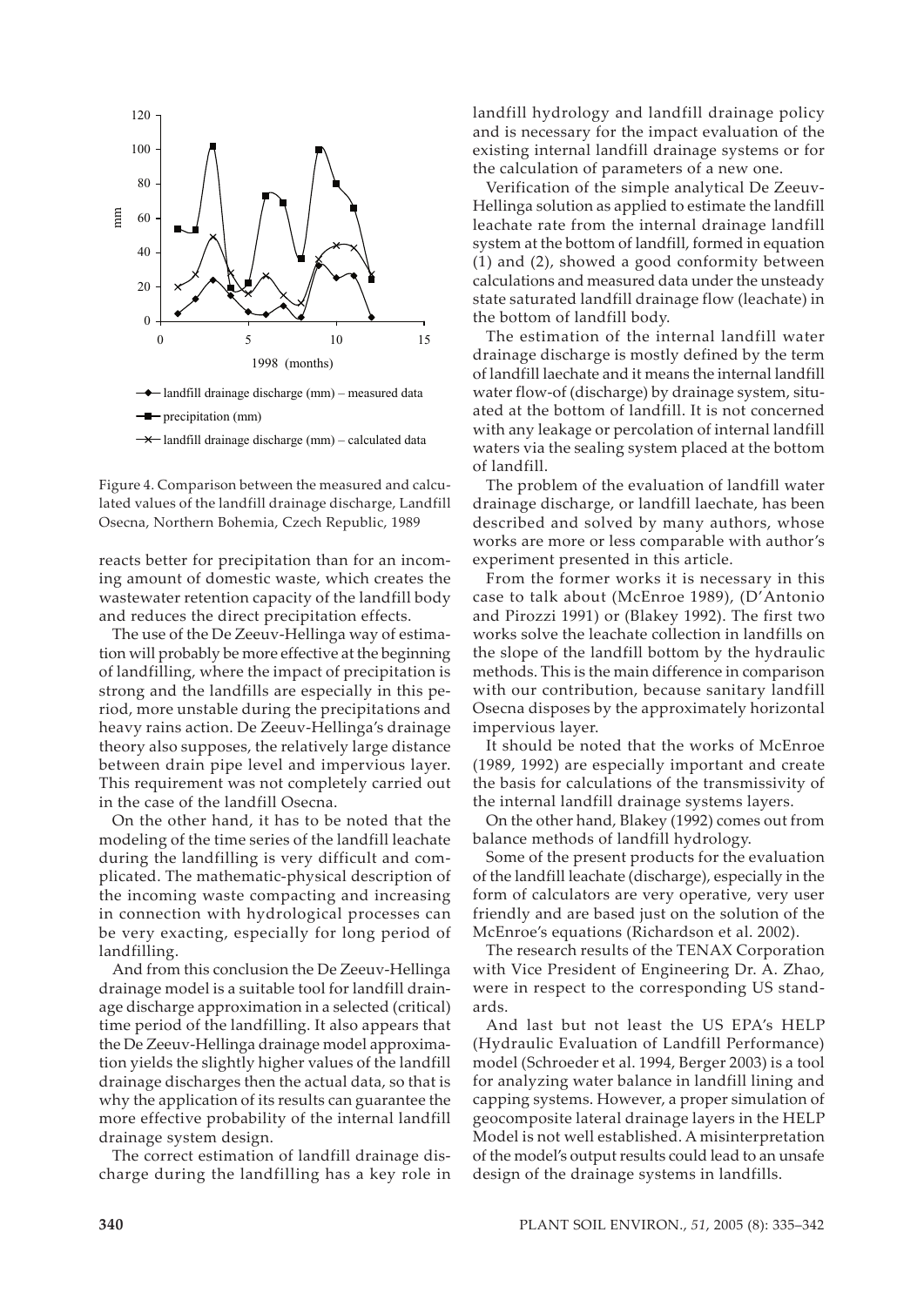Figure 4. Comparison between the measured and calculated values of the landfill drainage discharge, Landfill Osecna, Northern Bohemia, Czech Republic, 1989

reacts better for precipitation than for an incoming amount of domestic waste, which creates the wastewater retention capacity of the landfill body and reduces the direct precipitation effects.

The use of the De Zeeuv-Hellinga way of estimation will probably be more effective at the beginning of landfilling, where the impact of precipitation is strong and the landfills are especially in this period, more unstable during the precipitations and heavy rains action. De Zeeuv-Hellinga's drainage theory also supposes, the relatively large distance between drain pipe level and impervious layer. This requirement was not completely carried out in the case of the landfill Osecna.

On the other hand, it has to be noted that the modeling of the time series of the landfill leachate during the landfilling is very difficult and complicated. The mathematic-physical description of the incoming waste compacting and increasing in connection with hydrological processes can be very exacting, especially for long period of landfilling.

And from this conclusion the De Zeeuv-Hellinga drainage model is a suitable tool for landfill drainage discharge approximation in a selected (critical) time period of the landfilling. It also appears that the De Zeeuv-Hellinga drainage model approximation yields the slightly higher values of the landfill drainage discharges then the actual data, so that is why the application of its results can guarantee the more effective probability of the internal landfill drainage system design.

The correct estimation of landfill drainage discharge during the landfilling has a key role in landfill hydrology and landfill drainage policy and is necessary for the impact evaluation of the existing internal landfill drainage systems or for the calculation of parameters of a new one.

Verification of the simple analytical De Zeeuv-Hellinga solution as applied to estimate the landfill leachate rate from the internal drainage landfill system at the bottom of landfill, formed in equation (1) and (2), showed a good conformity between calculations and measured data under the unsteady state saturated landfill drainage flow (leachate) in the bottom of landfill body.

The estimation of the internal landfill water drainage discharge is mostly defined by the term of landfill laechate and it means the internal landfill water flow-of (discharge) by drainage system, situated at the bottom of landfill. It is not concerned with any leakage or percolation of internal landfill waters via the sealing system placed at the bottom of landfill.

The problem of the evaluation of landfill water drainage discharge, or landfill laechate, has been described and solved by many authors, whose works are more or less comparable with author's experiment presented in this article.

From the former works it is necessary in this case to talk about (McEnroe 1989), (D'Antonio and Pirozzi 1991) or (Blakey 1992). The first two works solve the leachate collection in landfills on the slope of the landfill bottom by the hydraulic methods. This is the main difference in comparison with our contribution, because sanitary landfill Osecna disposes by the approximately horizontal impervious layer.

It should be noted that the works of McEnroe (1989, 1992) are especially important and create the basis for calculations of the transmissivity of the internal landfill drainage systems layers.

On the other hand, Blakey (1992) comes out from balance methods of landfill hydrology.

Some of the present products for the evaluation of the landfill leachate (discharge), especially in the form of calculators are very operative, very user friendly and are based just on the solution of the McEnroe's equations (Richardson et al. 2002).

The research results of the TENAX Corporation with Vice President of Engineering Dr. A. Zhao, were in respect to the corresponding US standards.

And last but not least the US EPA's HELP (Hydraulic Evaluation of Landfill Performance) model (Schroeder et al. 1994, Berger 2003) is a tool for analyzing water balance in landfill lining and capping systems. However, a proper simulation of geocomposite lateral drainage layers in the HELP Model is not well established. A misinterpretation of the model's output results could lead to an unsafe design of the drainage systems in landfills.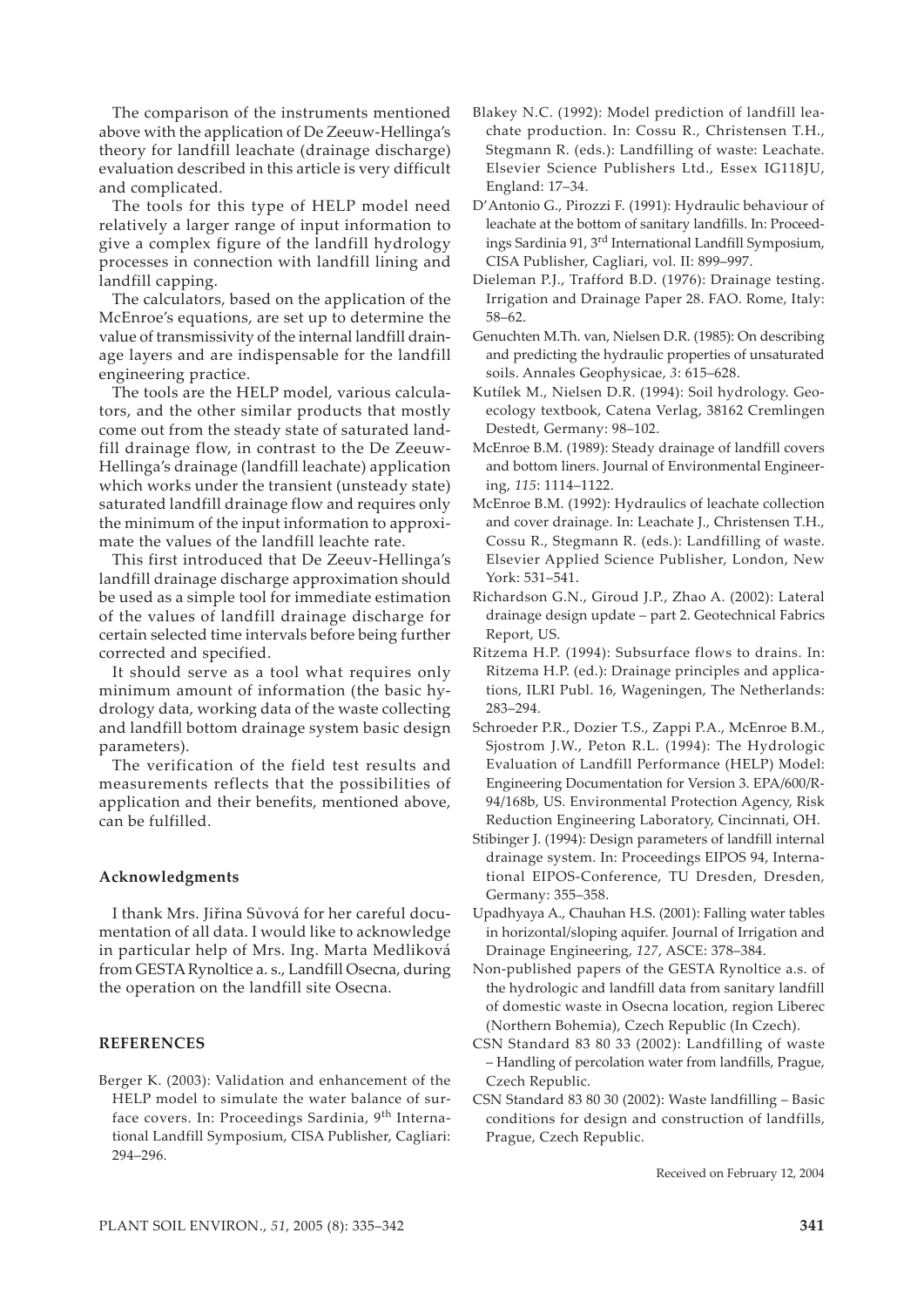The comparison of the instruments mentioned above with the application of De Zeeuw-Hellinga's theory for landfill leachate (drainage discharge) evaluation described in this article is very difficult and complicated.

The tools for this type of HELP model need relatively a larger range of input information to give a complex figure of the landfill hydrology processes in connection with landfill lining and landfill capping.

The calculators, based on the application of the McEnroe's equations, are set up to determine the value of transmissivity of the internal landfill drainage layers and are indispensable for the landfill engineering practice.

The tools are the HELP model, various calculators, and the other similar products that mostly come out from the steady state of saturated landfill drainage flow, in contrast to the De Zeeuw-Hellinga's drainage (landfill leachate) application which works under the transient (unsteady state) saturated landfill drainage flow and requires only the minimum of the input information to approximate the values of the landfill leachte rate.

This first introduced that De Zeeuv-Hellinga's landfill drainage discharge approximation should be used as a simple tool for immediate estimation of the values of landfill drainage discharge for certain selected time intervals before being further corrected and specified.

It should serve as a tool what requires only minimum amount of information (the basic hydrology data, working data of the waste collecting and landfill bottom drainage system basic design parameters).

The verification of the field test results and measurements reflects that the possibilities of application and their benefits, mentioned above, can be fulfilled.

### Acknowledgments

I thank Mrs. Jiřina Sůvová for her careful documentation of all data. I would like to acknowledge in particular help of Mrs. Ing. Marta Medliková from GESTA Rynoltice a. s., Landfill Osecna, during the operation on the landfill site Osecna.

### REFERENCES

Berger K. (2003): Validation and enhancement of the HELP model to simulate the water balance of surface covers. In: Proceedings Sardinia, 9th International Landfill Symposium, CISA Publisher, Cagliari: 294–296.

Blakey N.C. (1992): Model prediction of landfill leachate production. In: Cossu R., Christensen T.H., Stegmann R. (eds.): Landfilling of waste: Leachate. Elsevier Science Publishers Ltd., Essex IG118JU, England: 17–34.

D'Antonio G., Pirozzi F. (1991): Hydraulic behaviour of leachate at the bottom of sanitary landfills. In: Proceedings Sardinia 91, 3rd International Landfill Symposium, CISA Publisher, Cagliari, vol. II: 899–997.

Dieleman P.J., Trafford B.D. (1976): Drainage testing. Irrigation and Drainage Paper 28. FAO. Rome, Italy: 58–62.

Genuchten M.Th. van, Nielsen D.R. (1985): On describing and predicting the hydraulic properties of unsaturated soils. Annales Geophysicae, *3*: 615–628.

Kutílek M., Nielsen D.R. (1994): Soil hydrology. Geoecology textbook, Catena Verlag, 38162 Cremlingen Destedt, Germany: 98–102.

McEnroe B.M. (1989): Steady drainage of landfill covers and bottom liners. Journal of Environmental Engineering, *115*: 1114–1122.

McEnroe B.M. (1992): Hydraulics of leachate collection and cover drainage. In: Leachate J., Christensen T.H., Cossu R., Stegmann R. (eds.): Landfilling of waste. Elsevier Applied Science Publisher, London, New York: 531–541.

Richardson G.N., Giroud J.P., Zhao A. (2002): Lateral drainage design update – part 2. Geotechnical Fabrics Report, US.

Ritzema H.P. (1994): Subsurface flows to drains. In: Ritzema H.P. (ed.): Drainage principles and applications, ILRI Publ. 16, Wageningen, The Netherlands: 283–294.

Schroeder P.R., Dozier T.S., Zappi P.A., McEnroe B.M., Sjostrom J.W., Peton R.L. (1994): The Hydrologic Evaluation of Landfill Performance (HELP) Model: Engineering Documentation for Version 3. EPA/600/R-94/168b, US. Environmental Protection Agency, Risk Reduction Engineering Laboratory, Cincinnati, OH.

Stibinger J. (1994): Design parameters of landfill internal drainage system. In: Proceedings EIPOS 94, International EIPOS-Conference, TU Dresden, Dresden, Germany: 355–358.

Upadhyaya A., Chauhan H.S. (2001): Falling water tables in horizontal/sloping aquifer. Journal of Irrigation and Drainage Engineering, *127*, ASCE: 378–384.

Non-published papers of the GESTA Rynoltice a.s. of the hydrologic and landfill data from sanitary landfill of domestic waste in Osecna location, region Liberec (Northern Bohemia), Czech Republic (In Czech).

CSN Standard 83 80 33 (2002): Landfilling of waste – Handling of percolation water from landfills, Prague, Czech Republic.

CSN Standard 83 80 30 (2002): Waste landfilling – Basic conditions for design and construction of landfills, Prague, Czech Republic.

Received on February 12, 2004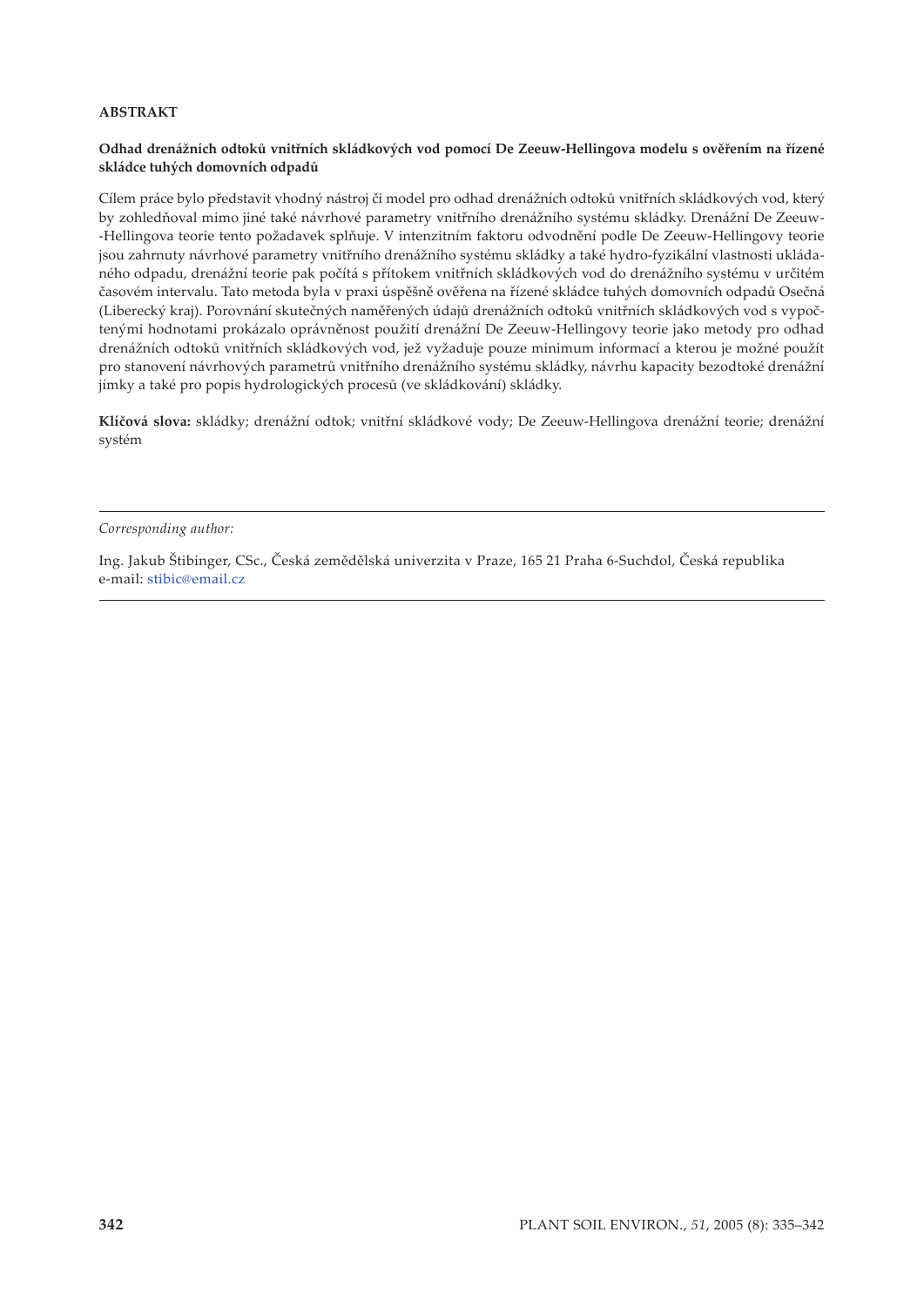**ABSTRAKT**

**Odhad drenážních odtoků vnitřních skládkových vod pomocí De Zeeuw-Hellingova modelu s ověřením na řízené skládce tuhých domovních odpadů**

Cílem práce bylo představit vhodný nástroj či model pro odhad drenážních odtoků vnitřních skládkových vod, který by zohledňoval mimo jiné také návrhové parametry vnitřního drenážního systému skládky. Drenážní De Zeeuw-Hellingova teorie tento požadavek splňuje. V intenzitním faktoru odvodnění podle De Zeeuw-Hellingovy teorie jsou zahrnuty návrhové parametry vnitřního drenážního systému skládky a také hydro-fyzikální vlastnosti ukládaného odpadu, drenážní teorie pak počítá s přítokem vnitřních skládkových vod do drenážního systému v určitém časovém intervalu. Tato metoda byla v praxi úspěšně ověřena na řízené skládce tuhých domovních odpadů Osečná (Liberecký kraj). Porovnání skutečných naměřených údajů drenážních odtoků vnitřních skládkových vod s vypočtenými hodnotami prokázalo oprávněnost použití drenážní De Zeeuw-Hellingovy teorie jako metody pro odhad drenážních odtoků vnitřních skládkových vod, jež vyžaduje pouze minimum informací a kterou je možné použít pro stanovení návrhových parametrů vnitřního drenážního systému skládky, návrhu kapacity bezodtoké drenážní jímky a také pro popis hydrologických procesů (ve skládkování) skládky.

**Klíčová slova:** skládky; drenážní odtok; vnitřní skládkové vody; De Zeeuw-Hellingova drenážní teorie; drenážní systém

---

*Corresponding author:*

Ing. Jakub Štibinger, CSc., Česká zemědělská univerzita v Praze, 165 21 Praha 6-Suchdol, Česká republika
e-mail: stibic@email.cz